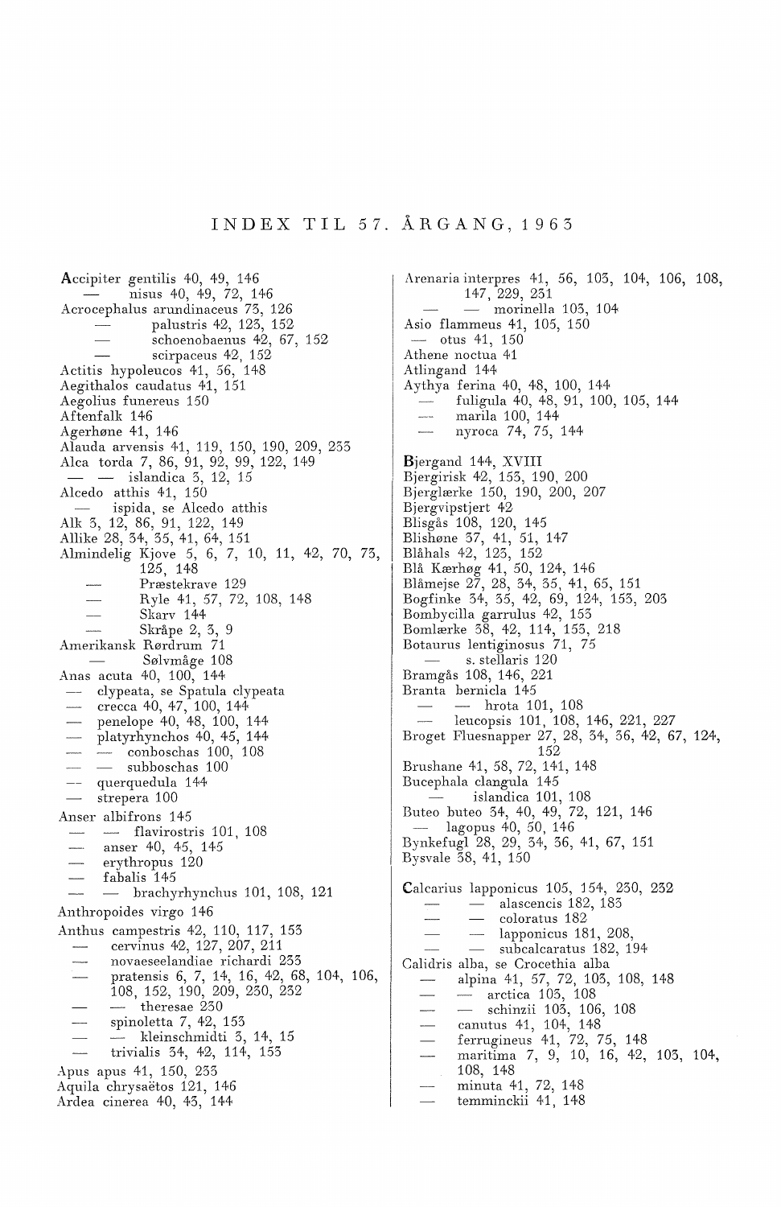# INDEX TIL 57. ÅRGANG, 1963

Accipiter gentilis 40, 49, 146
— nisus 40, 49, 72, 146
Acrocephalus arundinaceus 73, 126
— palustris 42, 123, 152
— schoenobaenus 42, 67, 152
— scirpaceus 42, 152
Actitis hypoleucos 41, 56, 148
Aegithalos caudatus 41, 151
Aegolius funereus 150
Aftenfalk 146
Agerhøne 41, 146
Alauda arvensis 41, 119, 150, 190, 209, 233
Alca torda 7, 86, 91, 92, 99, 122, 149
— — islandica 3, 12, 15
Alcedo atthis 41, 150
— ispida, se Alcedo atthis
Alk 3, 12, 86, 91, 122, 149
Allike 28, 34, 35, 41, 64, 151
Almindelig Kjove 5, 6, 7, 10, 11, 42, 70, 73, 125, 148
— Præstekrave 129
— Ryle 41, 57, 72, 108, 148
— Skarv 144
— Skråpe 2, 3, 9
Amerikansk Rørdrum 71
— Sølvmåge 108
Anas acuta 40, 100, 144
— clypeata, se Spatula clypeata
— crecca 40, 47, 100, 144
— penelope 40, 48, 100, 144
— platyrhynchos 40, 45, 144
— — conboschas 100, 108
— — subboschas 100
— querquedula 144
— strepera 100
Anser albifrons 145
— — flavirostris 101, 108
— anser 40, 45, 145
— erythropus 120
— fabalis 145
— — brachyrhynchus 101, 108, 121
Anthropoides virgo 146
Anthus campestris 42, 110, 117, 153
— cervinus 42, 127, 207, 211
— novaeseelandiae richardi 233
— pratensis 6, 7, 14, 16, 42, 68, 104, 106, 108, 152, 190, 209, 230, 232
— — theresae 230
— spinoletta 7, 42, 153
— — kleinschmidti 3, 14, 15
— trivialis 34, 42, 114, 153
Apus apus 41, 150, 233
Aquila chrysaëtos 121, 146
Ardea cinerea 40, 43, 144
Arenaria interpres 41, 56, 103, 104, 106, 108, 147, 229, 231
— — morinella 103, 104
Asio flammeus 41, 105, 150
— otus 41, 150
Athene noctua 41
Atlingand 144
Aythya ferina 40, 48, 100, 144
— fuligula 40, 48, 91, 100, 105, 144
— marila 100, 144
— nyroca 74, 75, 144

Bjergand 144, XVIII
Bjergirisk 42, 153, 190, 200
Bjerglærke 150, 190, 200, 207
Bjergvipstjert 42
Blisgås 108, 120, 145
Blishøne 37, 41, 51, 147
Blåhals 42, 123, 152
Blå Kærhøg 41, 50, 124, 146
Blåmejse 27, 28, 34, 35, 41, 65, 151
Bogfinke 34, 35, 42, 69, 124, 153, 203
Bombycilla garrulus 42, 153
Bomlærke 38, 42, 114, 153, 218
Botaurus lentiginosus 71, 73
— s. stellaris 120
Bramgås 108, 146, 221
Branta bernicla 145
— — hrota 101, 108
— leucopsis 101, 108, 146, 221, 227
Broget Fluesnapper 27, 28, 34, 36, 42, 67, 124, 152
Brushane 41, 58, 72, 141, 148
Bucephala clangula 145
— islandica 101, 108
Buteo buteo 34, 40, 49, 72, 121, 146
— lagopus 40, 50, 146
Bynkefugl 28, 29, 34, 36, 41, 67, 151
Bysvale 38, 41, 150

Calcarius lapponicus 105, 154, 230, 232
— — alascencis 182, 183
— — coloratus 182
— — lapponicus 181, 208,
— — subcalcaratus 182, 194
Calidris alba, se Crocethia alba
— alpina 41, 57, 72, 103, 108, 148
— — arctica 103, 108
— — schinzii 103, 106, 108
— canutus 41, 104, 148
— ferrugineus 41, 72, 73, 148
— maritima 7, 9, 10, 16, 42, 103, 104, 108, 148
— minuta 41, 72, 148
— temminckii 41, 148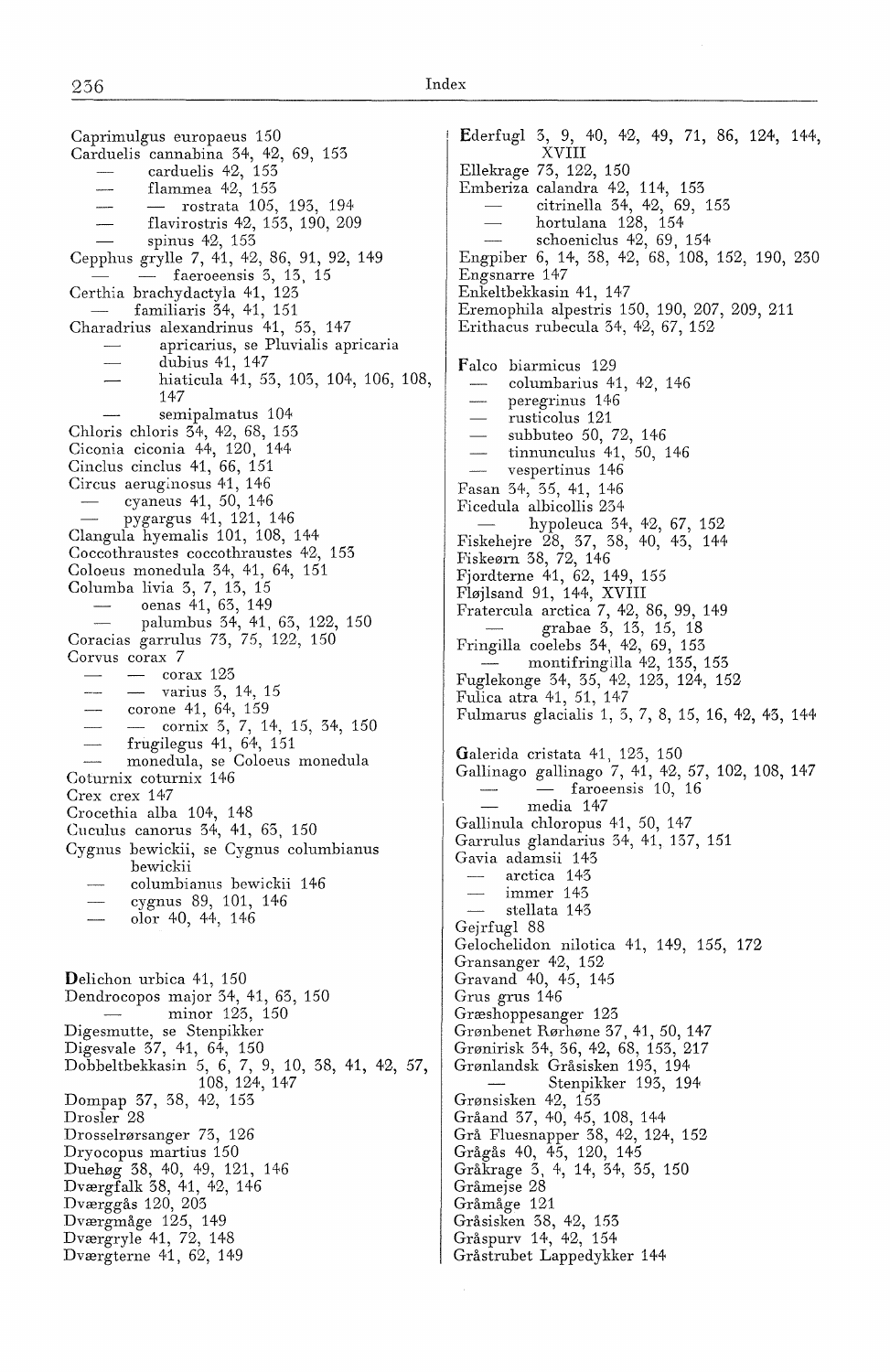Caprimulgus europaeus 150
Carduelis cannabina 34, 42, 69, 153
— carduelis 42, 153
— flammea 42, 153
— — rostrata 105, 193, 194
— flavirostris 42, 153, 190, 209
— spinus 42, 153
Cepphus grylle 7, 41, 42, 86, 91, 92, 149
— — faeroeensis 3, 13, 15
Certhia brachydactyla 41, 123
— familiaris 34, 41, 151
Charadrius alexandrinus 41, 53, 147
— apricarius, se Pluvialis apricaria
— dubius 41, 147
— hiaticula 41, 53, 103, 104, 106, 108, 147
— semipalmatus 104
Chloris chloris 34, 42, 68, 153
Ciconia ciconia 44, 120, 144
Cinclus cinclus 41, 66, 151
Circus aeruginosus 41, 146
— cyaneus 41, 50, 146
— pygargus 41, 121, 146
Clangula hyemalis 101, 108, 144
Coccothraustes coccothraustes 42, 153
Coloeus monedula 34, 41, 64, 151
Columba livia 3, 7, 13, 15
— oenas 41, 63, 149
— palumbus 34, 41, 63, 122, 150
Coracias garrulus 73, 75, 122, 150
Corvus corax 7
— — corax 123
— — varius 3, 14, 15
— corone 41, 64, 159
— — cornix 3, 7, 14, 15, 34, 150
— frugilegus 41, 64, 151
— monedula, se Coloeus monedula
Coturnix coturnix 146
Crex crex 147
Crocethia alba 104, 148
Cuculus canorus 34, 41, 63, 150
Cygnus bewickii, se Cygnus columbianus bewickii
— columbianus bewickii 146
— cygnus 89, 101, 146
— olor 40, 44, 146

**D**elichon urbica 41, 150
Dendrocopos major 34, 41, 63, 150
— minor 123, 150
Digesmutte, se Stenpikker
Digesvale 37, 41, 64, 150
Dobbeltbekkasin 5, 6, 7, 9, 10, 38, 41, 42, 57, 108, 124, 147
Dompap 37, 38, 42, 153
Drosler 28
Drosselrørsanger 73, 126
Dryocopus martius 150
Duehøg 38, 40, 49, 121, 146
Dværgfalk 38, 41, 42, 146
Dværggås 120, 203
Dværgmåge 123, 149
Dværgryle 41, 72, 148
Dværgterne 41, 62, 149

**E**derfugl 3, 9, 40, 42, 49, 71, 86, 124, 144, XVIII
Ellekrage 73, 122, 150
Emberiza calandra 42, 114, 153
— citrinella 34, 42, 69, 153
— hortulana 128, 154
— schoeniclus 42, 69, 154
Engpiber 6, 14, 38, 42, 68, 108, 152, 190, 230
Engsnarre 147
Enkeltbekkasin 41, 147
Eremophila alpestris 150, 190, 207, 209, 211
Erithacus rubecula 34, 42, 67, 152

**F**alco biarmicus 129
— columbarius 41, 42, 146
— peregrinus 146
— rusticolus 121
— subbuteo 50, 72, 146
— tinnunculus 41, 50, 146
— vespertinus 146
Fasan 34, 35, 41, 146
Ficedula albicollis 234
— hypoleuca 34, 42, 67, 152
Fiskehejre 28, 37, 38, 40, 43, 144
Fiskeørn 38, 72, 146
Fjordterne 41, 62, 149, 155
Fløjlsand 91, 144, XVIII
Fratercula arctica 7, 42, 86, 99, 149
— grabae 3, 13, 15, 18
Fringilla coelebs 34, 42, 69, 153
— montifringilla 42, 135, 153
Fuglekonge 34, 35, 42, 123, 124, 152
Fulica atra 41, 51, 147
Fulmarus glacialis 1, 3, 7, 8, 15, 16, 42, 43, 144

**G**alerida cristata 41, 123, 150
Gallinago gallinago 7, 41, 42, 57, 102, 108, 147
— — faroeensis 10, 16
— media 147
Gallinula chloropus 41, 50, 147
Garrulus glandarius 34, 41, 137, 151
Gavia adamsii 143
— arctica 143
— immer 143
— stellata 143
Gejrfugl 88
Gelochelidon nilotica 41, 149, 155, 172
Gransanger 42, 152
Gravand 40, 45, 145
Grus grus 146
Græshoppesanger 123
Grønbenet Rørhøne 37, 41, 50, 147
Grønirisk 34, 36, 42, 68, 153, 217
Grønlandsk Gråsisken 193, 194
— Stenpikker 193, 194
Grønsisken 42, 153
Gråand 37, 40, 45, 108, 144
Grå Fluesnapper 38, 42, 124, 152
Grågås 40, 45, 120, 145
Gråkrage 3, 4, 14, 34, 35, 150
Gråmejse 28
Gråmåge 121
Gråsisken 38, 42, 153
Gråspurv 14, 42, 154
Gråstrubet Lappedykker 144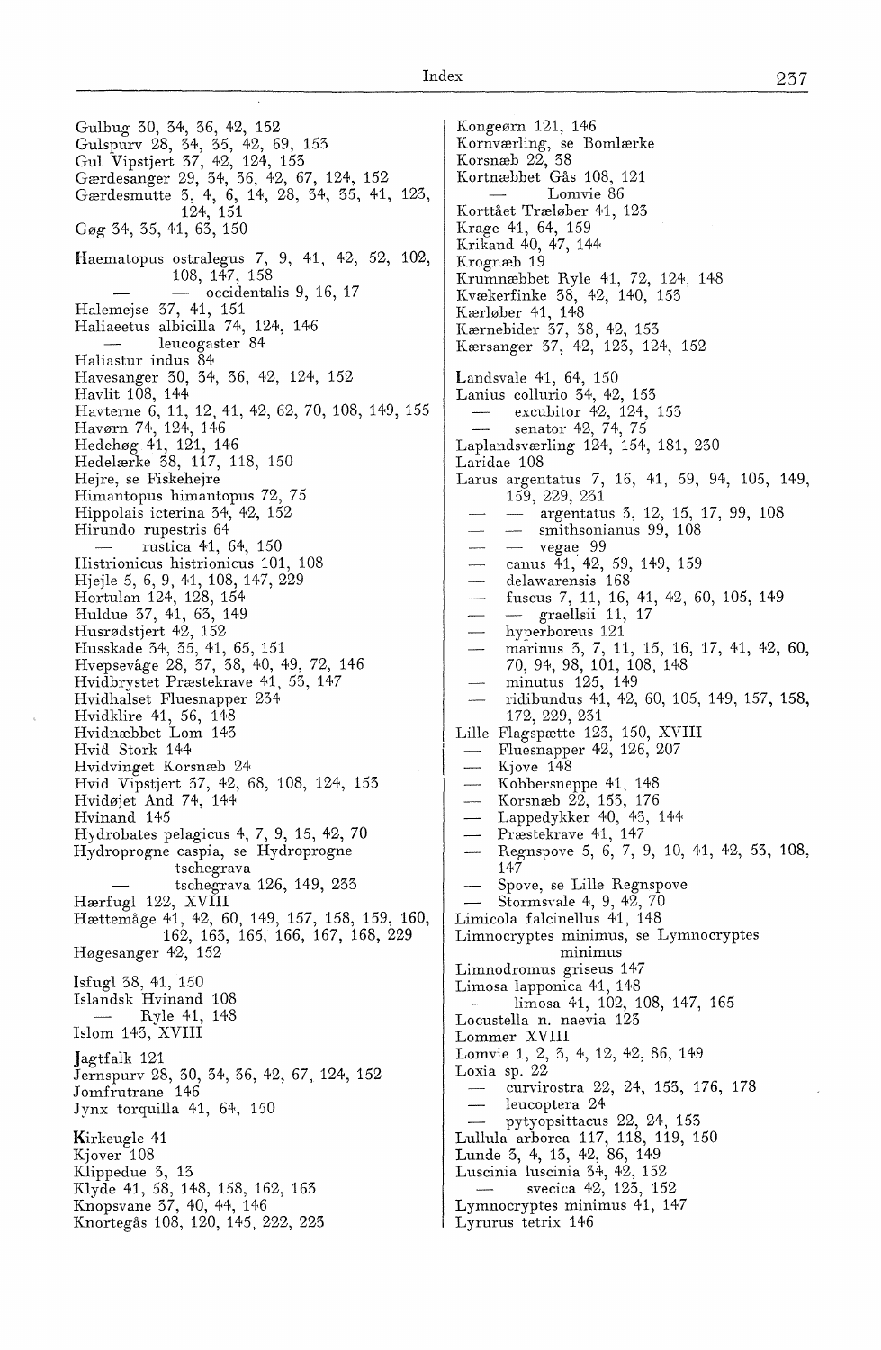Gulbug 30, 34, 36, 42, 152
Gulspurv 28, 34, 35, 42, 69, 153
Gul Vipstjert 37, 42, 124, 153
Gærdesanger 29, 34, 36, 42, 67, 124, 152
Gærdesmutte 3, 4, 6, 14, 28, 34, 35, 41, 123, 124, 151
Gøg 34, 35, 41, 63, 150

Haematopus ostralegus 7, 9, 41, 42, 52, 102, 108, 147, 158
— — occidentalis 9, 16, 17
Halemejse 37, 41, 151
Haliaeetus albicilla 74, 124, 146
— leucogaster 84
Haliastur indus 84
Havesanger 30, 34, 36, 42, 124, 152
Havlit 108, 144
Havterne 6, 11, 12, 41, 42, 62, 70, 108, 149, 155
Havørn 74, 124, 146
Hedehøg 41, 121, 146
Hedelærke 38, 117, 118, 150
Hejre, se Fiskehejre
Himantopus himantopus 72, 75
Hippolais icterina 34, 42, 152
Hirundo rupestris 64
— rustica 41, 64, 150
Histrionicus histrionicus 101, 108
Hjejle 5, 6, 9, 41, 108, 147, 229
Hortulan 124, 128, 154
Huldue 37, 41, 63, 149
Husrødstjert 42, 152
Husskade 34, 35, 41, 65, 151
Hvepsevåge 28, 37, 38, 40, 49, 72, 146
Hvidbrystet Præstekrave 41, 53, 147
Hvidhalset Fluesnapper 234
Hvidklire 41, 56, 148
Hvidnæbbet Lom 143
Hvid Stork 144
Hvidvinget Korsnæb 24
Hvid Vipstjert 37, 42, 68, 108, 124, 153
Hvidøjet And 74, 144
Hvinand 145
Hydrobates pelagicus 4, 7, 9, 15, 42, 70
Hydroprogne caspia, se Hydroprogne tschegrava
— tschegrava 126, 149, 233
Hærfugl 122, XVIII
Hættemåge 41, 42, 60, 149, 157, 158, 159, 160, 162, 163, 165, 166, 167, 168, 229
Høgesanger 42, 152

Isfugl 38, 41, 150
Islandsk Hvinand 108
— Ryle 41, 148
Islom 143, XVIII

Jagtfalk 121
Jernspurv 28, 30, 34, 36, 42, 67, 124, 152
Jomfrutrane 146
Jynx torquilla 41, 64, 150

Kirkeugle 41
Kjover 108
Klippedue 3, 13
Klyde 41, 58, 148, 158, 162, 163
Knopsvane 37, 40, 44, 146
Knortegås 108, 120, 145, 222, 223

Kongeørn 121, 146
Kornværling, se Bomlærke
Korsnæb 22, 38
Kortnæbbet Gås 108, 121
— Lomvie 86
Korttået Træløber 41, 123
Krage 41, 64, 159
Krikand 40, 47, 144
Krognæb 19
Krumnæbbet Ryle 41, 72, 124, 148
Kvækerfinke 38, 42, 140, 153
Kærløber 41, 148
Kærnebider 37, 38, 42, 153
Kærsanger 37, 42, 123, 124, 152

Landsvale 41, 64, 150
Lanius collurio 34, 42, 153
— excubitor 42, 124, 153
— senator 42, 74, 75
Laplandsværling 124, 154, 181, 230
Laridae 108
Larus argentatus 7, 16, 41, 59, 94, 105, 149, 159, 229, 231
— — argentatus 3, 12, 15, 17, 99, 108
— — smithsonianus 99, 108
— — vegae 99
— canus 41, 42, 59, 149, 159
— delawarensis 168
— fuscus 7, 11, 16, 41, 42, 60, 105, 149
— — graellsii 11, 17
— hyperboreus 121
— marinus 3, 7, 11, 15, 16, 17, 41, 42, 60, 70, 94, 98, 101, 108, 148
— minutus 125, 149
— ridibundus 41, 42, 60, 105, 149, 157, 158, 172, 229, 231
Lille Flagspætte 123, 150, XVIII
— Fluesnapper 42, 126, 207
— Kjove 148
— Kobbersneppe 41, 148
— Korsnæb 22, 153, 176
— Lappedykker 40, 43, 144
— Præstekrave 41, 147
— Regnspove 5, 6, 7, 9, 10, 41, 42, 53, 108, 147
— Spove, se Lille Regnspove
— Stormsvale 4, 9, 42, 70
Limicola falcinellus 41, 148
Limnocryptes minimus, se Lymnocryptes minimus
Limnodromus griseus 147
Limosa lapponica 41, 148
— limosa 41, 102, 108, 147, 165
Locustella n. naevia 123
Lommer XVIII
Lomvie 1, 2, 3, 4, 12, 42, 86, 149
Loxia sp. 22
— curvirostra 22, 24, 153, 176, 178
— leucoptera 24
— pytyopsittacus 22, 24, 153
Lullula arborea 117, 118, 119, 150
Lunde 3, 4, 13, 42, 86, 149
Luscinia luscinia 34, 42, 152
— svecica 42, 123, 152
Lymnocryptes minimus 41, 147
Lyrurus tetrix 146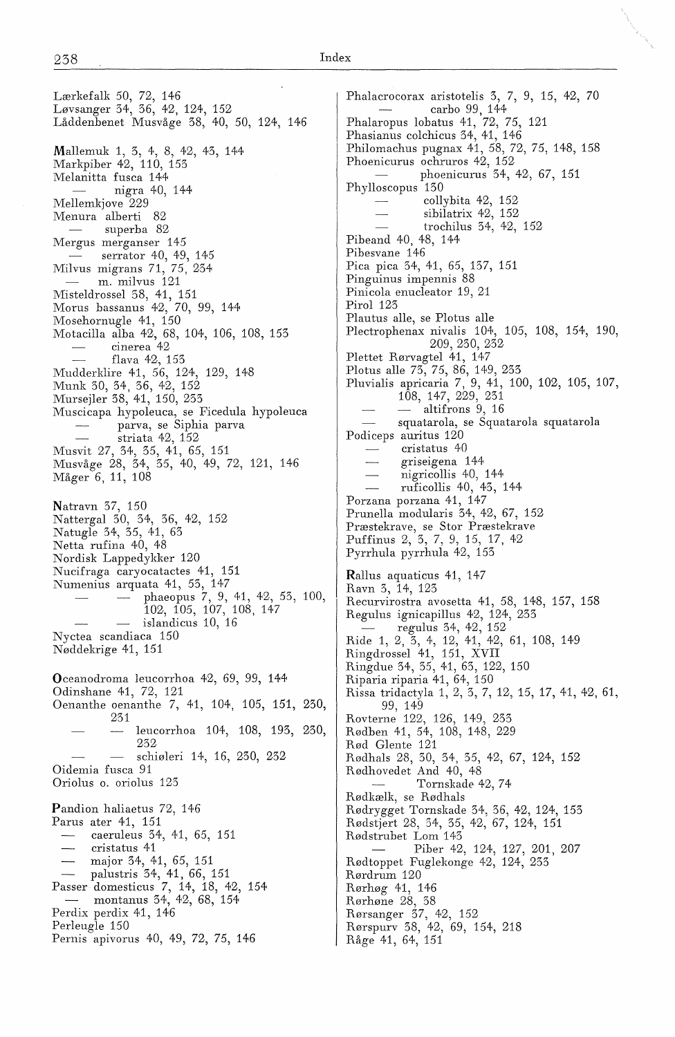Lærkefalk 50, 72, 146
Løvsanger 34, 36, 42, 124, 152
Låddenbenet Musvåge 38, 40, 50, 124, 146

Mallemuk 1, 3, 4, 8, 42, 43, 144
Markpiber 42, 110, 153
Melanitta fusca 144
— nigra 40, 144
Mellemkjove 229
Menura alberti 82
— superba 82
Mergus merganser 145
— serrator 40, 49, 145
Milvus migrans 71, 75, 234
— m. milvus 121
Misteldrossel 38, 41, 151
Morus bassanus 42, 70, 99, 144
Mosehornugle 41, 150
Motacilla alba 42, 68, 104, 106, 108, 153
— cinerea 42
— flava 42, 153
Mudderklire 41, 56, 124, 129, 148
Munk 30, 34, 36, 42, 152
Mursejler 38, 41, 150, 233
Muscicapa hypoleuca, se Ficedula hypoleuca
— parva, se Siphia parva
— striata 42, 152
Musvit 27, 34, 35, 41, 65, 151
Musvåge 28, 34, 35, 40, 49, 72, 121, 146
Måger 6, 11, 108

Natravn 37, 150
Nattergal 30, 34, 36, 42, 152
Natugle 34, 35, 41, 63
Netta rufina 40, 48
Nordisk Lappedykker 120
Nucifraga caryocatactes 41, 151
Numenius arquata 41, 53, 147
— — phaeopus 7, 9, 41, 42, 53, 100, 102, 105, 107, 108, 147
— — islandicus 10, 16
Nyctea scandiaca 150
Nøddekrige 41, 151

Oceanodroma leucorrhoa 42, 69, 99, 144
Odinshane 41, 72, 121
Oenanthe oenanthe 7, 41, 104, 105, 151, 230, 231
— — leucorrhoa 104, 108, 193, 230, 232
— — schiøleri 14, 16, 230, 232
Oidemia fusca 91
Oriolus o. oriolus 123

Pandion haliaetus 72, 146
Parus ater 41, 151
— caeruleus 34, 41, 65, 151
— cristatus 41
— major 34, 41, 65, 151
— palustris 34, 41, 66, 151
Passer domesticus 7, 14, 18, 42, 154
— montanus 34, 42, 68, 154
Perdix perdix 41, 146
Perleugle 150
Pernis apivorus 40, 49, 72, 75, 146

Phalacrocorax aristotelis 3, 7, 9, 15, 42, 70
— carbo 99, 144
Phalaropus lobatus 41, 72, 75, 121
Phasianus colchicus 34, 41, 146
Philomachus pugnax 41, 58, 72, 75, 148, 158
Phoenicurus ochruros 42, 152
— phoenicurus 34, 42, 67, 151
Phylloscopus 130
— collybita 42, 152
— sibilatrix 42, 152
— trochilus 34, 42, 152
Pibeand 40, 48, 144
Pibesvane 146
Pica pica 34, 41, 65, 137, 151
Pinguinus impennis 88
Pinicola enucleator 19, 21
Pirol 123
Plautus alle, se Plotus alle
Plectrophenax nivalis 104, 105, 108, 154, 190, 209, 230, 232
Plettet Rørvagtel 41, 147
Plotus alle 73, 75, 86, 149, 233
Pluvialis apricaria 7, 9, 41, 100, 102, 105, 107, 108, 147, 229, 231
— — altifrons 9, 16
— squatarola, se Squatarola squatarola
Podiceps auritus 120
— cristatus 40
— griseigena 144
— nigricollis 40, 144
— ruficollis 40, 43, 144
Porzana porzana 41, 147
Prunella modularis 34, 42, 67, 152
Præstekrave, se Stor Præstekrave
Puffinus 2, 3, 7, 9, 15, 17, 42
Pyrrhula pyrrhula 42, 153

Rallus aquaticus 41, 147
Ravn 3, 14, 123
Recurvirostra avosetta 41, 58, 148, 157, 158
Regulus ignicapillus 42, 124, 233
— regulus 34, 42, 152
Ride 1, 2, 3, 4, 12, 41, 42, 61, 108, 149
Ringdrossel 41, 151, XVII
Ringdue 34, 35, 41, 63, 122, 150
Riparia riparia 41, 64, 150
Rissa tridactyla 1, 2, 3, 7, 12, 15, 17, 41, 42, 61, 99, 149
Rovterne 122, 126, 149, 233
Rødben 41, 54, 108, 148, 229
Rød Glente 121
Rødhals 28, 30, 34, 35, 42, 67, 124, 152
Rødhovedet And 40, 48
— Tornskade 42, 74
Rødkælk, se Rødhals
Rødrygget Tornskade 34, 36, 42, 124, 153
Rødstjert 28, 34, 35, 42, 67, 124, 151
Rødstrubet Lom 143
— Piber 42, 124, 127, 201, 207
Rødtoppet Fuglekonge 42, 124, 233
Rørdrum 120
Rørhøg 41, 146
Rørhøne 28, 38
Rørsanger 37, 42, 152
Rørspurv 38, 42, 69, 154, 218
Råge 41, 64, 151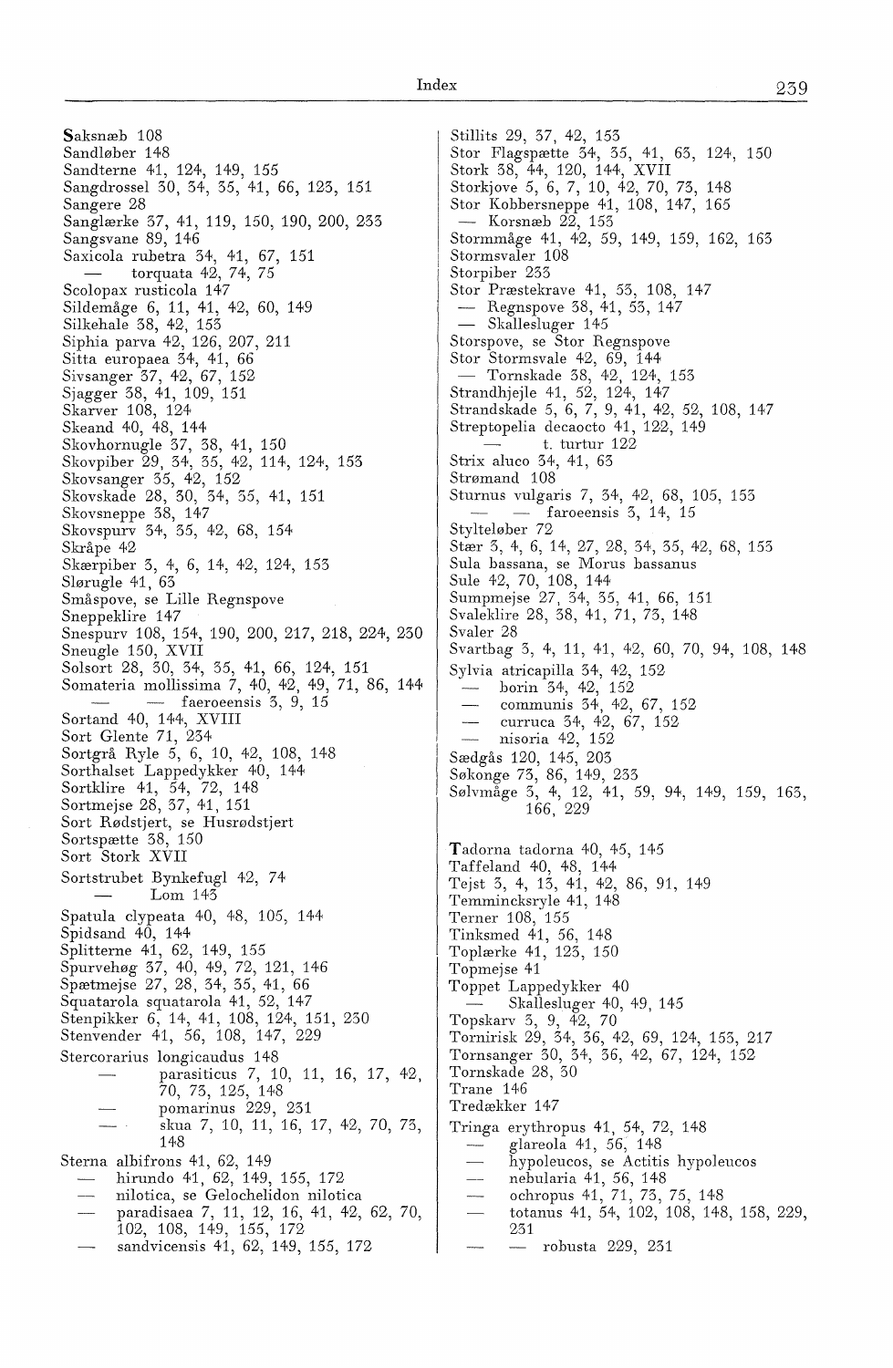Saksnæb 108
Sandløber 148
Sandterne 41, 124, 149, 155
Sangdrossel 30, 34, 35, 41, 66, 123, 151
Sangere 28
Sanglærke 37, 41, 119, 150, 190, 200, 233
Sangsvane 89, 146
Saxicola rubetra 34, 41, 67, 151
— torquata 42, 74, 75
Scolopax rusticola 147
Sildemåge 6, 11, 41, 42, 60, 149
Silkehale 38, 42, 153
Siphia parva 42, 126, 207, 211
Sitta europaea 34, 41, 66
Sivsanger 37, 42, 67, 152
Sjagger 38, 41, 109, 151
Skarver 108, 124
Skeand 40, 48, 144
Skovhornugle 37, 38, 41, 150
Skovpiber 29, 34, 35, 42, 114, 124, 153
Skovsanger 35, 42, 152
Skovskade 28, 30, 34, 35, 41, 151
Skovsneppe 38, 147
Skovspurv 34, 35, 42, 68, 154
Skråpe 42
Skærpiber 3, 4, 6, 14, 42, 124, 153
Slørugle 41, 63
Småspove, se Lille Regnspove
Sneppeklire 147
Snespurv 108, 154, 190, 200, 217, 218, 224, 230
Sneugle 150, XVII
Solsort 28, 30, 34, 35, 41, 66, 124, 151
Somateria mollissima 7, 40, 42, 49, 71, 86, 144
— — faeroeensis 3, 9, 15
Sortand 40, 144, XVIII
Sort Glente 71, 234
Sortgrå Ryle 5, 6, 10, 42, 108, 148
Sorthalset Lappedykker 40, 144
Sortklire 41, 54, 72, 148
Sortmejse 28, 37, 41, 151
Sort Rødstjert, se Husrødstjert
Sortspætte 38, 150
Sort Stork XVII
Sortstrubet Bynkefugl 42, 74
— Lom 143
Spatula clypeata 40, 48, 105, 144
Spidsand 40, 144
Splitterne 41, 62, 149, 155
Spurvehøg 37, 40, 49, 72, 121, 146
Spætmejse 27, 28, 34, 35, 41, 66
Squatarola squatarola 41, 52, 147
Stenpikker 6, 14, 41, 108, 124, 151, 230
Stenvender 41, 56, 108, 147, 229
Stercorarius longicaudus 148
— parasiticus 7, 10, 11, 16, 17, 42, 70, 73, 125, 148
— pomarinus 229, 231
— skua 7, 10, 11, 16, 17, 42, 70, 73, 148
Sterna albifrons 41, 62, 149
— hirundo 41, 62, 149, 155, 172
— nilotica, se Gelochelidon nilotica
— paradisaea 7, 11, 12, 16, 41, 42, 62, 70, 102, 108, 149, 155, 172
— sandvicensis 41, 62, 149, 155, 172

Stillits 29, 37, 42, 153
Stor Flagspætte 34, 35, 41, 63, 124, 150
Stork 38, 44, 120, 144, XVII
Storkjove 5, 6, 7, 10, 42, 70, 73, 148
Stor Kobbersneppe 41, 108, 147, 165
— Korsnæb 22, 153
Stormmåge 41, 42, 59, 149, 159, 162, 163
Stormsvaler 108
Storpiber 233
Stor Præstekrave 41, 53, 108, 147
— Regnspove 38, 41, 53, 147
— Skallesluger 145
Storspove, se Stor Regnspove
Stor Stormsvale 42, 69, 144
— Tornskade 38, 42, 124, 153
Strandhjejle 41, 52, 124, 147
Strandskade 5, 6, 7, 9, 41, 42, 52, 108, 147
Streptopelia decaocto 41, 122, 149
— t. turtur 122
Strix aluco 34, 41, 63
Strømand 108
Sturnus vulgaris 7, 34, 42, 68, 105, 153
— — faroeensis 3, 14, 15
Stylteløber 72
Stær 3, 4, 6, 14, 27, 28, 34, 35, 42, 68, 153
Sula bassana, se Morus bassanus
Sule 42, 70, 108, 144
Sumpmejse 27, 34, 35, 41, 66, 151
Svaleklire 28, 38, 41, 71, 73, 148
Svaler 28
Svartbag 3, 4, 11, 41, 42, 60, 70, 94, 108, 148
Sylvia atricapilla 34, 42, 152
— borin 34, 42, 152
— communis 34, 42, 67, 152
— curruca 34, 42, 67, 152
— nisoria 42, 152
Sædgås 120, 145, 203
Søkonge 73, 86, 149, 233
Sølvmåge 3, 4, 12, 41, 59, 94, 149, 159, 163, 166, 229

Tadorna tadorna 40, 45, 145
Taffeland 40, 48, 144
Tejst 3, 4, 13, 41, 42, 86, 91, 149
Temmincksryle 41, 148
Terner 108, 155
Tinksmed 41, 56, 148
Toplærke 41, 123, 150
Topmejse 41
Toppet Lappedykker 40
— Skallesluger 40, 49, 145
Topskarv 3, 9, 42, 70
Tornirisk 29, 34, 36, 42, 69, 124, 153, 217
Tornsanger 30, 34, 36, 42, 67, 124, 152
Tornskade 28, 30
Trane 146
Tredækker 147
Tringa erythropus 41, 54, 72, 148
— glareola 41, 56, 148
— hypoleucos, se Actitis hypoleucos
— nebularia 41, 56, 148
— ochropus 41, 71, 73, 75, 148
— totanus 41, 54, 102, 108, 148, 158, 229, 231
— — robusta 229, 231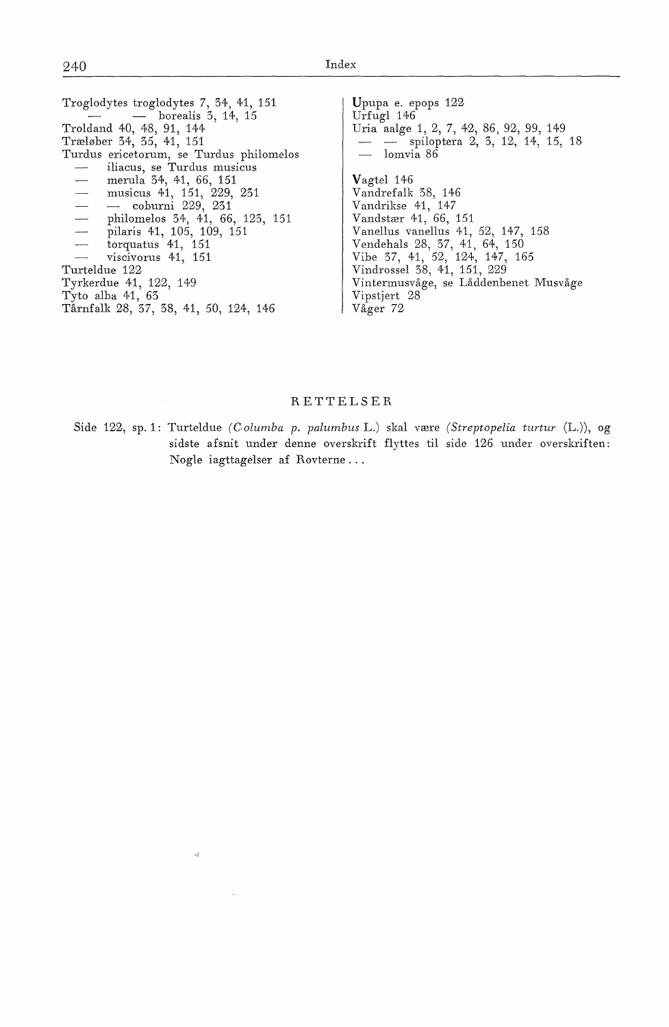Troglodytes troglodytes 7, 34, 41, 151
— — borealis 3, 14, 15
Troldand 40, 48, 91, 144
Trælöber 34, 35, 41, 151
Turdus ericetorum, se Turdus philomelos
— iliacus, se Turdus musicus
— merula 34, 41, 66, 151
— musicus 41, 151, 229, 231
— — coburni 229, 231
— philomelos 34, 41, 66, 123, 151
— pilaris 41, 105, 109, 151
— torquatus 41, 151
— viscivorus 41, 151
Turteldue 122
Tyrkerdue 41, 122, 149
Tyto alba 41, 63
Tårnfalk 28, 37, 38, 41, 50, 124, 146

**U**pupa e. epops 122
Urfugl 146
Uria aalge 1, 2, 7, 42, 86, 92, 99, 149
— — spiloptera 2, 3, 12, 14, 15, 18
— lomvia 86

**V**agtel 146
Vandrefalk 38, 146
Vandrikse 41, 147
Vandstær 41, 66, 151
Vanellus vanellus 41, 52, 147, 158
Vendehals 28, 37, 41, 64, 150
Vibe 37, 41, 52, 124, 147, 165
Vindrossel 38, 41, 151, 229
Vintermusvåge, se Låddenbenet Musvåge
Vipstjert 28
Våger 72

## RETTELSER

Side 122, sp. 1: Turteldue (*Columba p. palumbus* L.) skal være (*Streptopelia turtur* (L.)), og sidste afsnit under denne overskrift flyttes til side 126 under overskriften: Nogle iagttagelser af Rovterne...